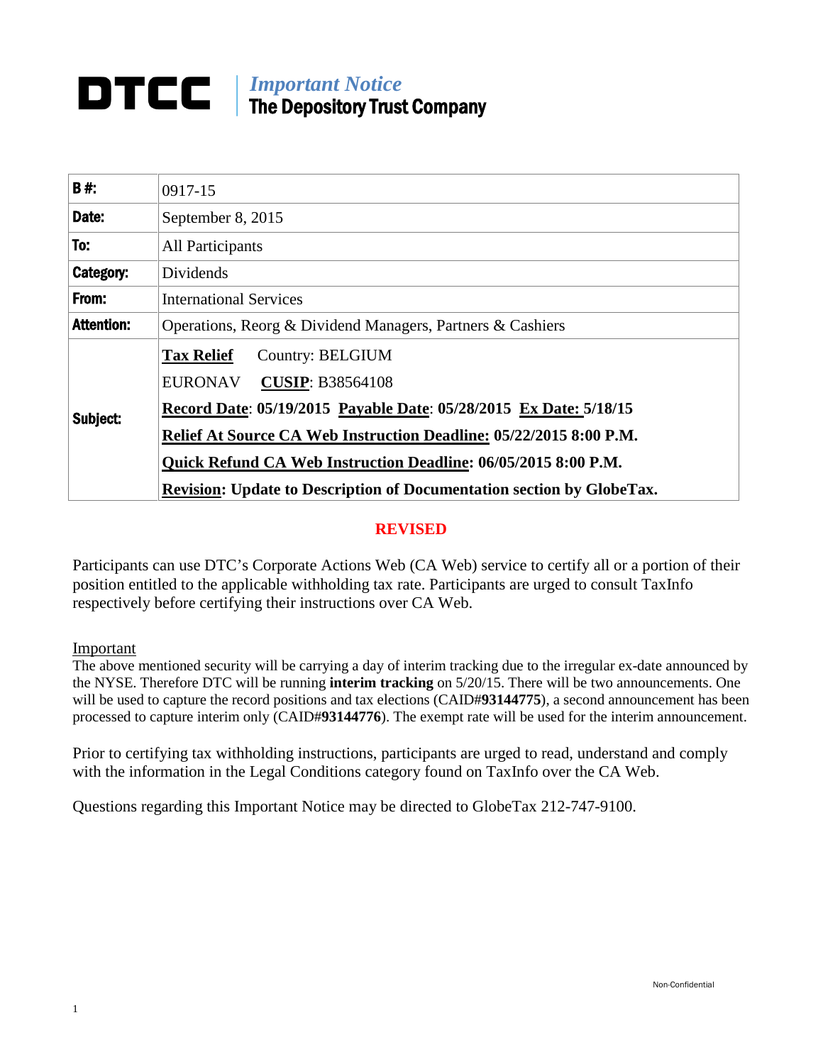# DTCC

*Important Notice*
**The Depository Trust Company**

| | |
|---|---|
| **B #:** | 0917-15 |
| **Date:** | September 8, 2015 |
| **To:** | All Participants |
| **Category:** | Dividends |
| **From:** | International Services |
| **Attention:** | Operations, Reorg & Dividend Managers, Partners & Cashiers |
| **Subject:** | **Tax Relief** Country: BELGIUM<br>EURONAV **CUSIP**: B38564108<br>**Record Date**: **05/19/2015** **Payable Date**: **05/28/2015** **Ex Date: 5/18/15**<br>**Relief At Source CA Web Instruction Deadline: 05/22/2015 8:00 P.M.**<br>**Quick Refund CA Web Instruction Deadline: 06/05/2015 8:00 P.M.**<br>**Revision: Update to Description of Documentation section by GlobeTax.** |

**REVISED**

Participants can use DTC's Corporate Actions Web (CA Web) service to certify all or a portion of their position entitled to the applicable withholding tax rate. Participants are urged to consult TaxInfo respectively before certifying their instructions over CA Web.

Important

The above mentioned security will be carrying a day of interim tracking due to the irregular ex-date announced by the NYSE. Therefore DTC will be running **interim tracking** on 5/20/15. There will be two announcements. One will be used to capture the record positions and tax elections (CAID#**93144775**), a second announcement has been processed to capture interim only (CAID#**93144776**). The exempt rate will be used for the interim announcement.

Prior to certifying tax withholding instructions, participants are urged to read, understand and comply with the information in the Legal Conditions category found on TaxInfo over the CA Web.

Questions regarding this Important Notice may be directed to GlobeTax 212-747-9100.

Non-Confidential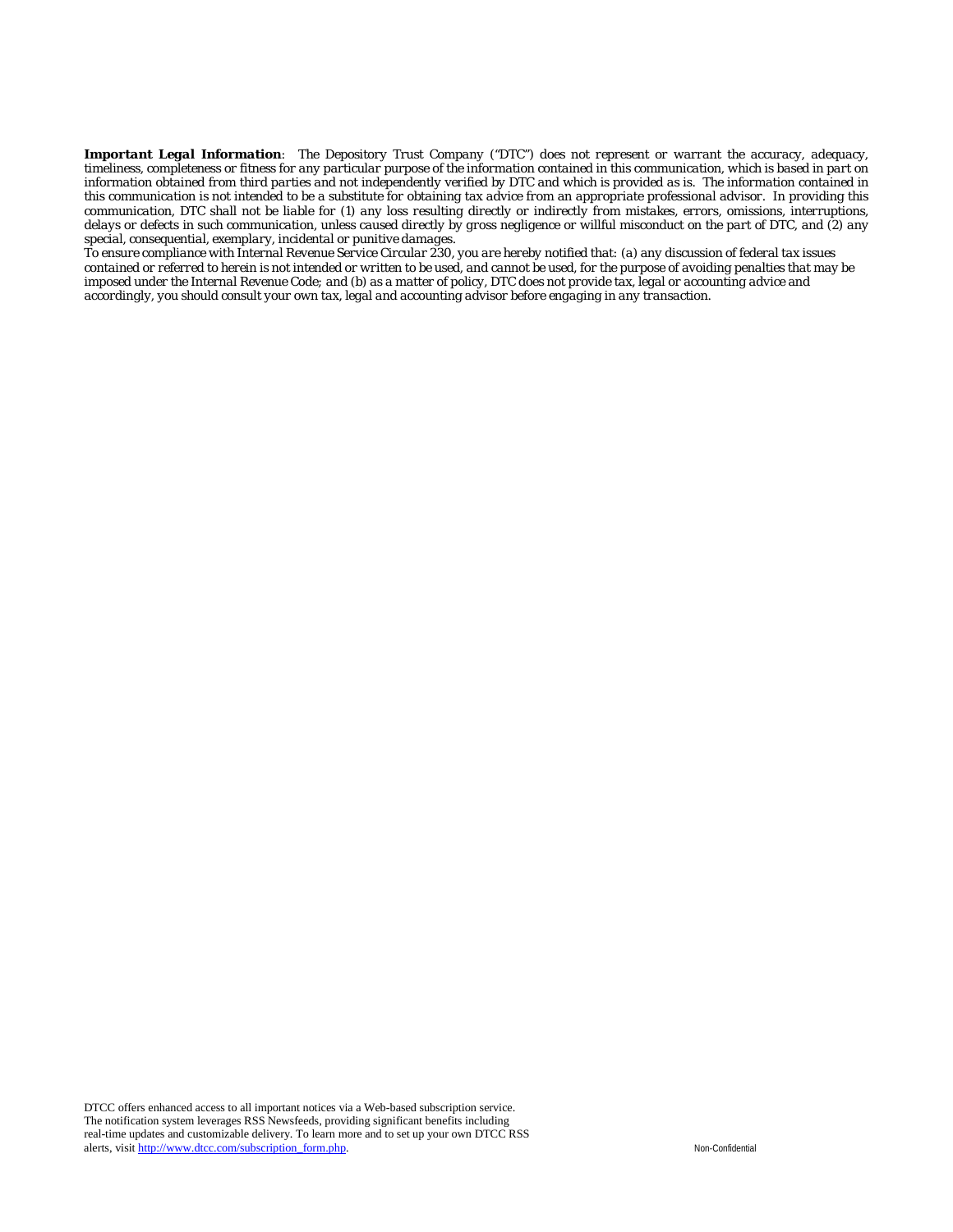***Important Legal Information***: *The Depository Trust Company ("DTC") does not represent or warrant the accuracy, adequacy, timeliness, completeness or fitness for any particular purpose of the information contained in this communication, which is based in part on information obtained from third parties and not independently verified by DTC and which is provided as is. The information contained in this communication is not intended to be a substitute for obtaining tax advice from an appropriate professional advisor. In providing this communication, DTC shall not be liable for (1) any loss resulting directly or indirectly from mistakes, errors, omissions, interruptions, delays or defects in such communication, unless caused directly by gross negligence or willful misconduct on the part of DTC, and (2) any special, consequential, exemplary, incidental or punitive damages.*

*To ensure compliance with Internal Revenue Service Circular 230, you are hereby notified that: (a) any discussion of federal tax issues contained or referred to herein is not intended or written to be used, and cannot be used, for the purpose of avoiding penalties that may be imposed under the Internal Revenue Code; and (b) as a matter of policy, DTC does not provide tax, legal or accounting advice and accordingly, you should consult your own tax, legal and accounting advisor before engaging in any transaction.*

DTCC offers enhanced access to all important notices via a Web-based subscription service. The notification system leverages RSS Newsfeeds, providing significant benefits including real-time updates and customizable delivery. To learn more and to set up your own DTCC RSS alerts, visit [http://www.dtcc.com/subscription_form.php](http://www.dtcc.com/subscription_form.php).

Non-Confidential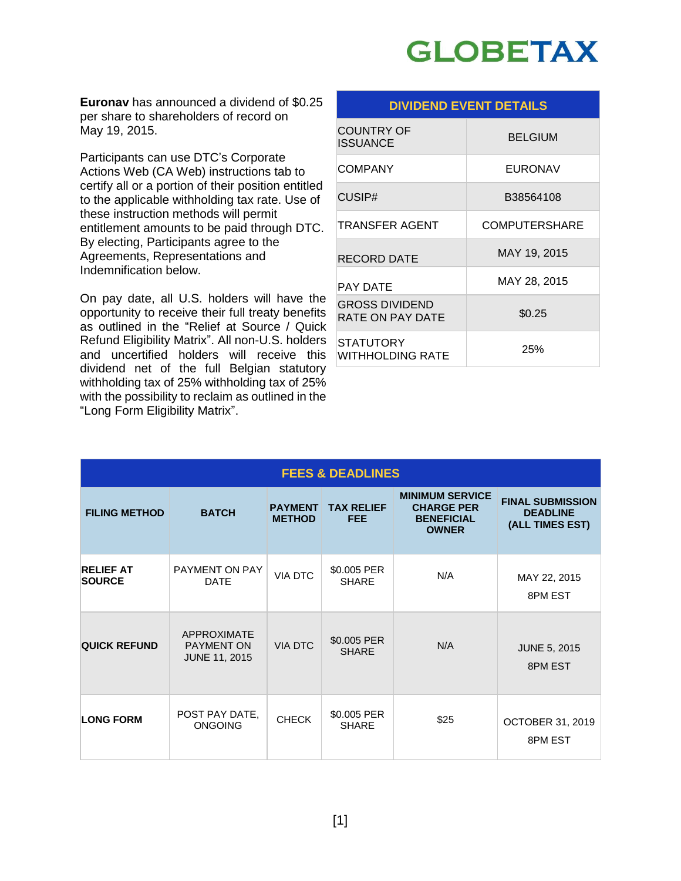# GLOBETAX

**Euronav** has announced a dividend of $0.25 per share to shareholders of record on May 19, 2015.

Participants can use DTC's Corporate Actions Web (CA Web) instructions tab to certify all or a portion of their position entitled to the applicable withholding tax rate. Use of these instruction methods will permit entitlement amounts to be paid through DTC. By electing, Participants agree to the Agreements, Representations and Indemnification below.

On pay date, all U.S. holders will have the opportunity to receive their full treaty benefits as outlined in the "Relief at Source / Quick Refund Eligibility Matrix". All non-U.S. holders and uncertified holders will receive this dividend net of the full Belgian statutory withholding tax of 25% withholding tax of 25% with the possibility to reclaim as outlined in the "Long Form Eligibility Matrix".

| DIVIDEND EVENT DETAILS | |
|---|---|
| COUNTRY OF ISSUANCE | BELGIUM |
| COMPANY | EURONAV |
| CUSIP# | B38564108 |
| TRANSFER AGENT | COMPUTERSHARE |
| RECORD DATE | MAY 19, 2015 |
| PAY DATE | MAY 28, 2015 |
| GROSS DIVIDEND RATE ON PAY DATE | $0.25 |
| STATUTORY WITHHOLDING RATE | 25% |

| FEES & DEADLINES | | | | | |
|---|---|---|---|---|---|
| **FILING METHOD** | **BATCH** | **PAYMENT METHOD** | **TAX RELIEF FEE** | **MINIMUM SERVICE CHARGE PER BENEFICIAL OWNER** | **FINAL SUBMISSION DEADLINE (ALL TIMES EST)** |
| **RELIEF AT SOURCE** | PAYMENT ON PAY DATE | VIA DTC | $0.005 PER SHARE | N/A | MAY 22, 2015 8PM EST |
| **QUICK REFUND** | APPROXIMATE PAYMENT ON JUNE 11, 2015 | VIA DTC | $0.005 PER SHARE | N/A | JUNE 5, 2015 8PM EST |
| **LONG FORM** | POST PAY DATE, ONGOING | CHECK | $0.005 PER SHARE | $25 | OCTOBER 31, 2019 8PM EST |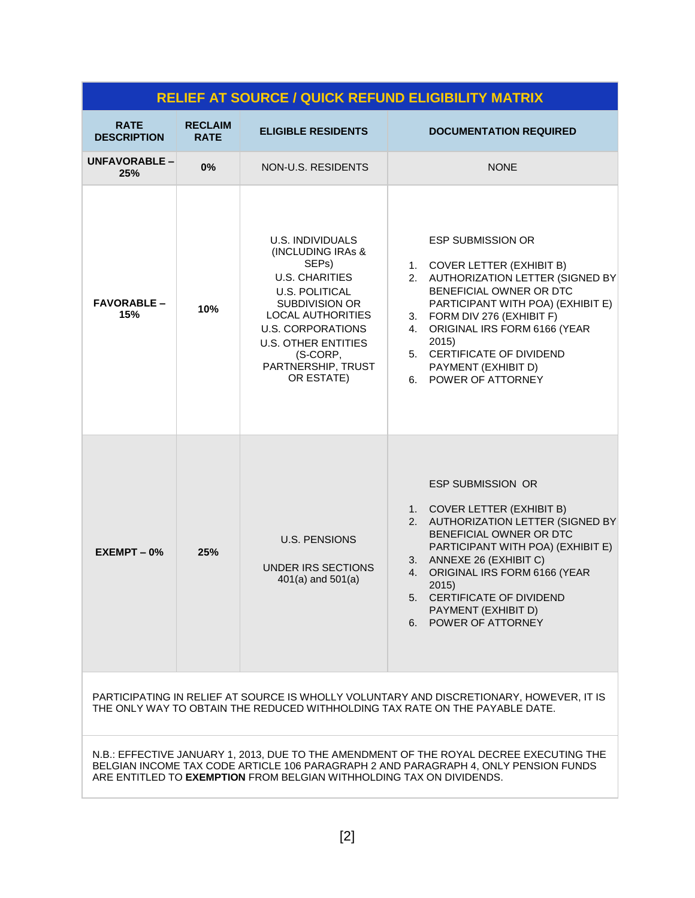| RELIEF AT SOURCE / QUICK REFUND ELIGIBILITY MATRIX | | | |
|---|---|---|---|
| **RATE DESCRIPTION** | **RECLAIM RATE** | **ELIGIBLE RESIDENTS** | **DOCUMENTATION REQUIRED** |
| **UNFAVORABLE – 25%** | **0%** | NON-U.S. RESIDENTS | NONE |
| **FAVORABLE – 15%** | **10%** | U.S. INDIVIDUALS (INCLUDING IRAs & SEPs)<br>U.S. CHARITIES<br>U.S. POLITICAL SUBDIVISION OR LOCAL AUTHORITIES<br>U.S. CORPORATIONS<br>U.S. OTHER ENTITIES (S-CORP, PARTNERSHIP, TRUST OR ESTATE) | ESP SUBMISSION OR<br>1. COVER LETTER (EXHIBIT B)<br>2. AUTHORIZATION LETTER (SIGNED BY BENEFICIAL OWNER OR DTC PARTICIPANT WITH POA) (EXHIBIT E)<br>3. FORM DIV 276 (EXHIBIT F)<br>4. ORIGINAL IRS FORM 6166 (YEAR 2015)<br>5. CERTIFICATE OF DIVIDEND PAYMENT (EXHIBIT D)<br>6. POWER OF ATTORNEY |
| **EXEMPT – 0%** | **25%** | U.S. PENSIONS<br>UNDER IRS SECTIONS 401(a) and 501(a) | ESP SUBMISSION OR<br>1. COVER LETTER (EXHIBIT B)<br>2. AUTHORIZATION LETTER (SIGNED BY BENEFICIAL OWNER OR DTC PARTICIPANT WITH POA) (EXHIBIT E)<br>3. ANNEXE 26 (EXHIBIT C)<br>4. ORIGINAL IRS FORM 6166 (YEAR 2015)<br>5. CERTIFICATE OF DIVIDEND PAYMENT (EXHIBIT D)<br>6. POWER OF ATTORNEY |

PARTICIPATING IN RELIEF AT SOURCE IS WHOLLY VOLUNTARY AND DISCRETIONARY, HOWEVER, IT IS THE ONLY WAY TO OBTAIN THE REDUCED WITHHOLDING TAX RATE ON THE PAYABLE DATE.

N.B.: EFFECTIVE JANUARY 1, 2013, DUE TO THE AMENDMENT OF THE ROYAL DECREE EXECUTING THE BELGIAN INCOME TAX CODE ARTICLE 106 PARAGRAPH 2 AND PARAGRAPH 4, ONLY PENSION FUNDS ARE ENTITLED TO **EXEMPTION** FROM BELGIAN WITHHOLDING TAX ON DIVIDENDS.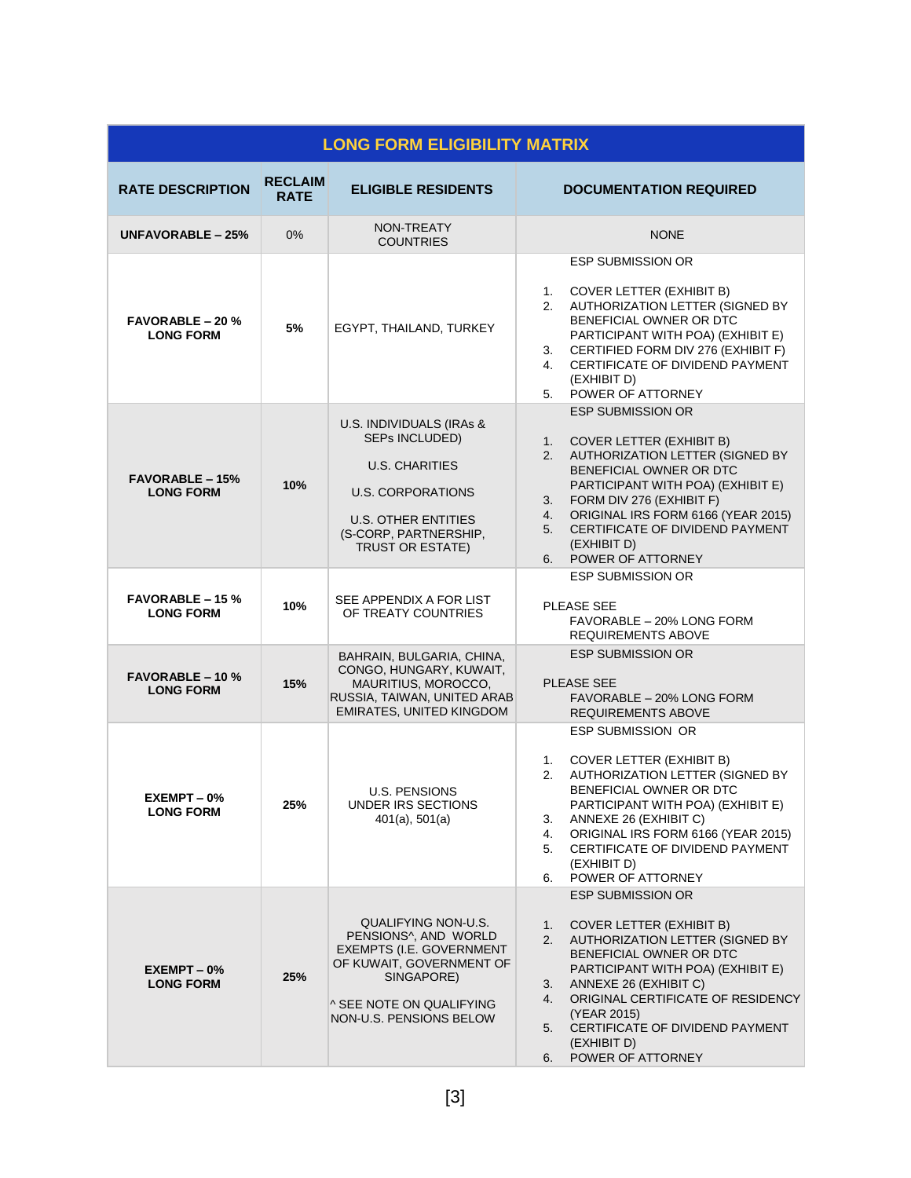## LONG FORM ELIGIBILITY MATRIX

| RATE DESCRIPTION | RECLAIM RATE | ELIGIBLE RESIDENTS | DOCUMENTATION REQUIRED |
|---|---|---|---|
| **UNFAVORABLE – 25%** | 0% | NON-TREATY COUNTRIES | NONE |
| **FAVORABLE – 20 % LONG FORM** | **5%** | EGYPT, THAILAND, TURKEY | ESP SUBMISSION OR<br><br>1. COVER LETTER (EXHIBIT B)<br>2. AUTHORIZATION LETTER (SIGNED BY BENEFICIAL OWNER OR DTC PARTICIPANT WITH POA) (EXHIBIT E)<br>3. CERTIFIED FORM DIV 276 (EXHIBIT F)<br>4. CERTIFICATE OF DIVIDEND PAYMENT (EXHIBIT D)<br>5. POWER OF ATTORNEY |
| **FAVORABLE – 15% LONG FORM** | **10%** | U.S. INDIVIDUALS (IRAs & SEPs INCLUDED)<br><br>U.S. CHARITIES<br><br>U.S. CORPORATIONS<br><br>U.S. OTHER ENTITIES (S-CORP, PARTNERSHIP, TRUST OR ESTATE) | ESP SUBMISSION OR<br><br>1. COVER LETTER (EXHIBIT B)<br>2. AUTHORIZATION LETTER (SIGNED BY BENEFICIAL OWNER OR DTC PARTICIPANT WITH POA) (EXHIBIT E)<br>3. FORM DIV 276 (EXHIBIT F)<br>4. ORIGINAL IRS FORM 6166 (YEAR 2015)<br>5. CERTIFICATE OF DIVIDEND PAYMENT (EXHIBIT D)<br>6. POWER OF ATTORNEY |
| **FAVORABLE – 15 % LONG FORM** | **10%** | SEE APPENDIX A FOR LIST OF TREATY COUNTRIES | ESP SUBMISSION OR<br><br>PLEASE SEE FAVORABLE – 20% LONG FORM REQUIREMENTS ABOVE |
| **FAVORABLE – 10 % LONG FORM** | **15%** | BAHRAIN, BULGARIA, CHINA, CONGO, HUNGARY, KUWAIT, MAURITIUS, MOROCCO, RUSSIA, TAIWAN, UNITED ARAB EMIRATES, UNITED KINGDOM | ESP SUBMISSION OR<br><br>PLEASE SEE FAVORABLE – 20% LONG FORM REQUIREMENTS ABOVE |
| **EXEMPT – 0% LONG FORM** | **25%** | U.S. PENSIONS UNDER IRS SECTIONS 401(a), 501(a) | ESP SUBMISSION OR<br><br>1. COVER LETTER (EXHIBIT B)<br>2. AUTHORIZATION LETTER (SIGNED BY BENEFICIAL OWNER OR DTC PARTICIPANT WITH POA) (EXHIBIT E)<br>3. ANNEXE 26 (EXHIBIT C)<br>4. ORIGINAL IRS FORM 6166 (YEAR 2015)<br>5. CERTIFICATE OF DIVIDEND PAYMENT (EXHIBIT D)<br>6. POWER OF ATTORNEY |
| **EXEMPT – 0% LONG FORM** | **25%** | QUALIFYING NON-U.S. PENSIONS^, AND WORLD EXEMPTS (I.E. GOVERNMENT OF KUWAIT, GOVERNMENT OF SINGAPORE)<br><br>^ SEE NOTE ON QUALIFYING NON-U.S. PENSIONS BELOW | ESP SUBMISSION OR<br><br>1. COVER LETTER (EXHIBIT B)<br>2. AUTHORIZATION LETTER (SIGNED BY BENEFICIAL OWNER OR DTC PARTICIPANT WITH POA) (EXHIBIT E)<br>3. ANNEXE 26 (EXHIBIT C)<br>4. ORIGINAL CERTIFICATE OF RESIDENCY (YEAR 2015)<br>5. CERTIFICATE OF DIVIDEND PAYMENT (EXHIBIT D)<br>6. POWER OF ATTORNEY |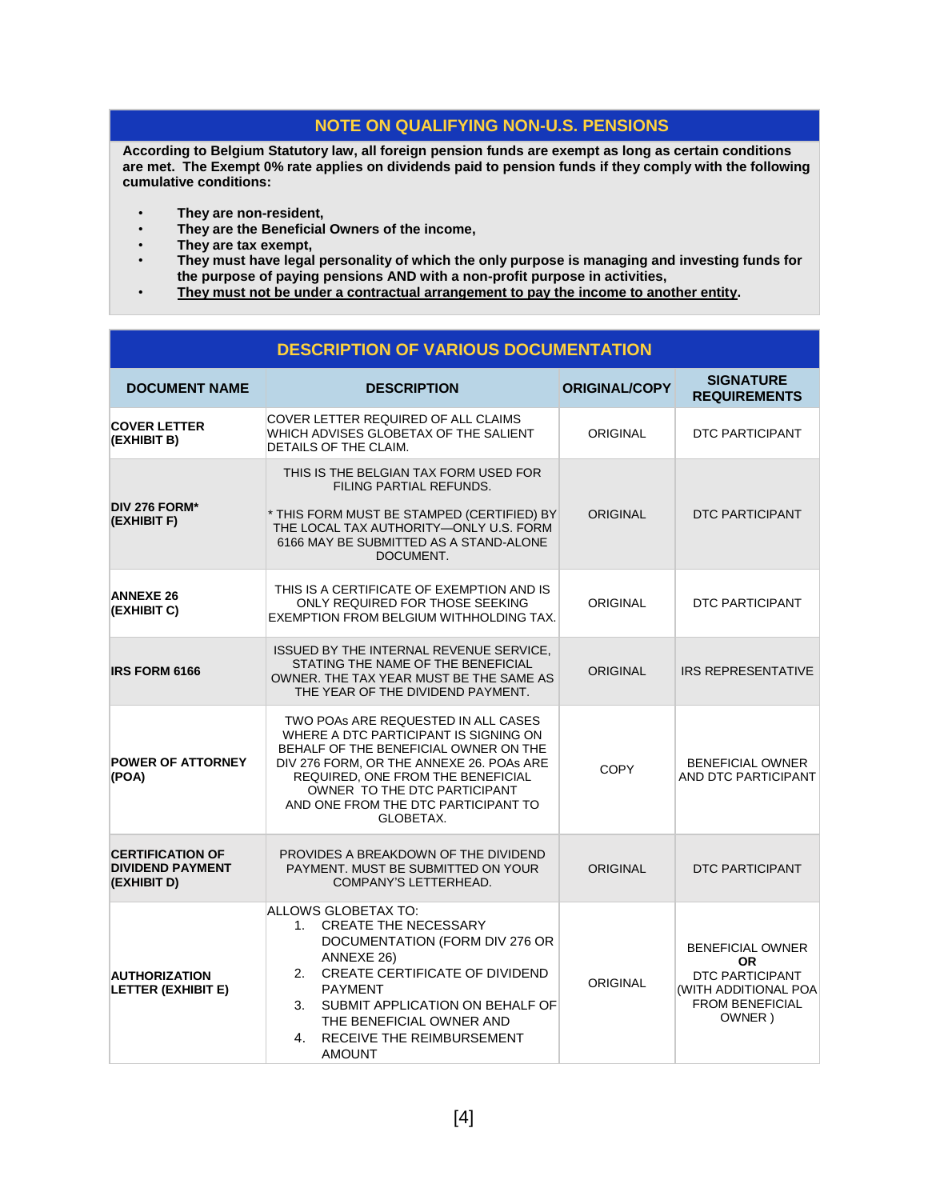## NOTE ON QUALIFYING NON-U.S. PENSIONS

**According to Belgium Statutory law, all foreign pension funds are exempt as long as certain conditions are met. The Exempt 0% rate applies on dividends paid to pension funds if they comply with the following cumulative conditions:**

- **They are non-resident,**
- **They are the Beneficial Owners of the income,**
- **They are tax exempt,**
- **They must have legal personality of which the only purpose is managing and investing funds for the purpose of paying pensions AND with a non-profit purpose in activities,**
- **<u>They must not be under a contractual arrangement to pay the income to another entity</u>.**

## DESCRIPTION OF VARIOUS DOCUMENTATION

| DOCUMENT NAME | DESCRIPTION | ORIGINAL/COPY | SIGNATURE REQUIREMENTS |
|---|---|---|---|
| **COVER LETTER (EXHIBIT B)** | COVER LETTER REQUIRED OF ALL CLAIMS WHICH ADVISES GLOBETAX OF THE SALIENT DETAILS OF THE CLAIM. | ORIGINAL | DTC PARTICIPANT |
| **DIV 276 FORM* (EXHIBIT F)** | THIS IS THE BELGIAN TAX FORM USED FOR FILING PARTIAL REFUNDS.<br><br>* THIS FORM MUST BE STAMPED (CERTIFIED) BY THE LOCAL TAX AUTHORITY—ONLY U.S. FORM 6166 MAY BE SUBMITTED AS A STAND-ALONE DOCUMENT. | ORIGINAL | DTC PARTICIPANT |
| **ANNEXE 26 (EXHIBIT C)** | THIS IS A CERTIFICATE OF EXEMPTION AND IS ONLY REQUIRED FOR THOSE SEEKING EXEMPTION FROM BELGIUM WITHHOLDING TAX. | ORIGINAL | DTC PARTICIPANT |
| **IRS FORM 6166** | ISSUED BY THE INTERNAL REVENUE SERVICE, STATING THE NAME OF THE BENEFICIAL OWNER. THE TAX YEAR MUST BE THE SAME AS THE YEAR OF THE DIVIDEND PAYMENT. | ORIGINAL | IRS REPRESENTATIVE |
| **POWER OF ATTORNEY (POA)** | TWO POAs ARE REQUESTED IN ALL CASES WHERE A DTC PARTICIPANT IS SIGNING ON BEHALF OF THE BENEFICIAL OWNER ON THE DIV 276 FORM, OR THE ANNEXE 26. POAs ARE REQUIRED, ONE FROM THE BENEFICIAL OWNER TO THE DTC PARTICIPANT AND ONE FROM THE DTC PARTICIPANT TO GLOBETAX. | COPY | BENEFICIAL OWNER AND DTC PARTICIPANT |
| **CERTIFICATION OF DIVIDEND PAYMENT (EXHIBIT D)** | PROVIDES A BREAKDOWN OF THE DIVIDEND PAYMENT. MUST BE SUBMITTED ON YOUR COMPANY'S LETTERHEAD. | ORIGINAL | DTC PARTICIPANT |
| **AUTHORIZATION LETTER (EXHIBIT E)** | ALLOWS GLOBETAX TO:<br>1. CREATE THE NECESSARY DOCUMENTATION (FORM DIV 276 OR ANNEXE 26)<br>2. CREATE CERTIFICATE OF DIVIDEND PAYMENT<br>3. SUBMIT APPLICATION ON BEHALF OF THE BENEFICIAL OWNER AND<br>4. RECEIVE THE REIMBURSEMENT AMOUNT | ORIGINAL | BENEFICIAL OWNER **OR** DTC PARTICIPANT (WITH ADDITIONAL POA FROM BENEFICIAL OWNER ) |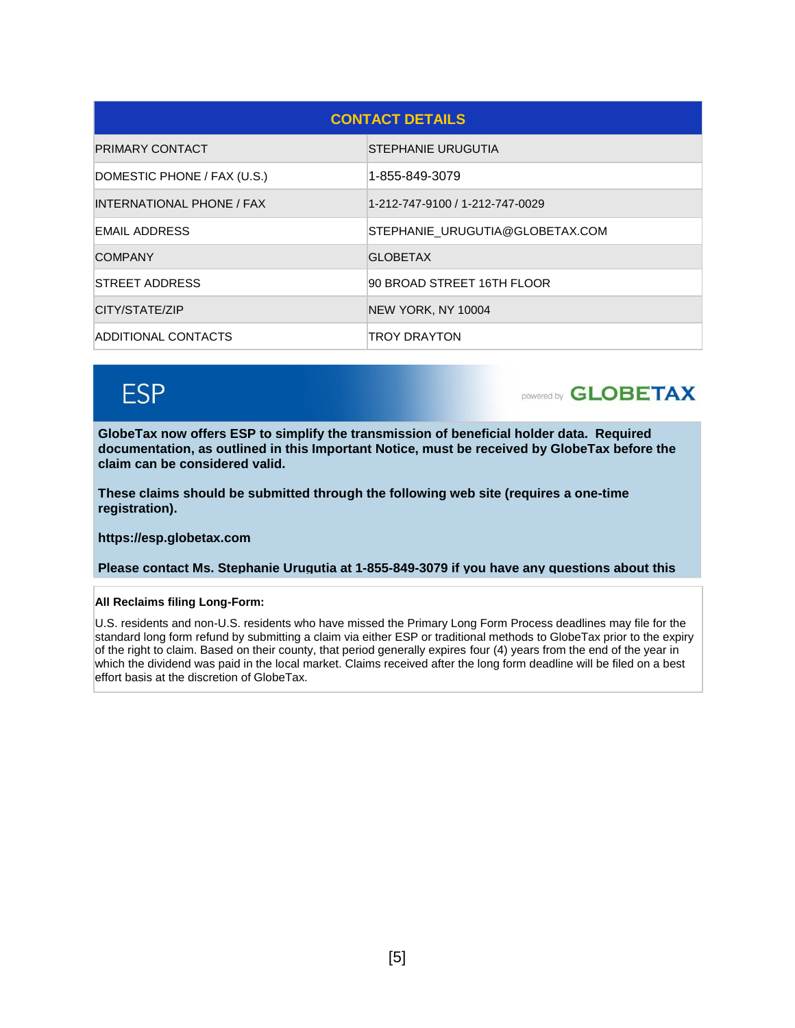| CONTACT DETAILS | |
|---|---|
| PRIMARY CONTACT | STEPHANIE URUGUTIA |
| DOMESTIC PHONE / FAX (U.S.) | 1-855-849-3079 |
| INTERNATIONAL PHONE / FAX | 1-212-747-9100 / 1-212-747-0029 |
| EMAIL ADDRESS | STEPHANIE_URUGUTIA@GLOBETAX.COM |
| COMPANY | GLOBETAX |
| STREET ADDRESS | 90 BROAD STREET 16TH FLOOR |
| CITY/STATE/ZIP | NEW YORK, NY 10004 |
| ADDITIONAL CONTACTS | TROY DRAYTON |

## ESP

powered by GLOBETAX

**GlobeTax now offers ESP to simplify the transmission of beneficial holder data. Required documentation, as outlined in this Important Notice, must be received by GlobeTax before the claim can be considered valid.**

**These claims should be submitted through the following web site (requires a one-time registration).**

**https://esp.globetax.com**

**Please contact Ms. Stephanie Urugutia at 1-855-849-3079 if you have any questions about this**

**All Reclaims filing Long-Form:**

U.S. residents and non-U.S. residents who have missed the Primary Long Form Process deadlines may file for the standard long form refund by submitting a claim via either ESP or traditional methods to GlobeTax prior to the expiry of the right to claim. Based on their county, that period generally expires four (4) years from the end of the year in which the dividend was paid in the local market. Claims received after the long form deadline will be filed on a best effort basis at the discretion of GlobeTax.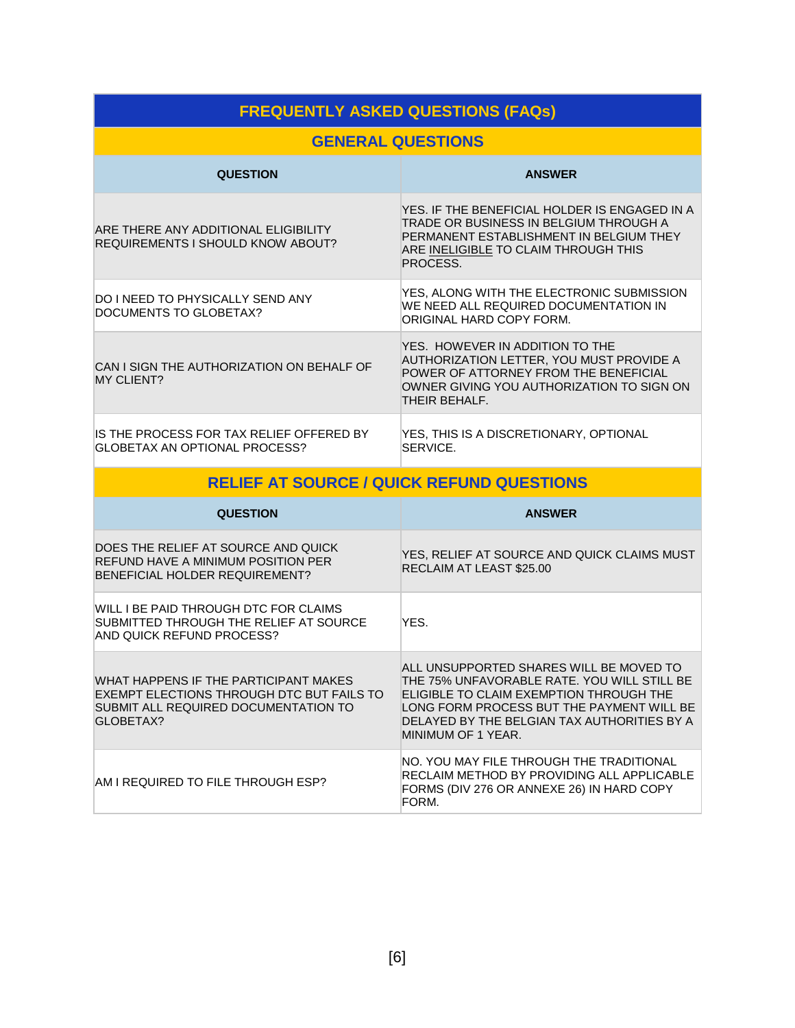# FREQUENTLY ASKED QUESTIONS (FAQs)

## GENERAL QUESTIONS

| QUESTION | ANSWER |
|---|---|
| ARE THERE ANY ADDITIONAL ELIGIBILITY REQUIREMENTS I SHOULD KNOW ABOUT? | YES. IF THE BENEFICIAL HOLDER IS ENGAGED IN A TRADE OR BUSINESS IN BELGIUM THROUGH A PERMANENT ESTABLISHMENT IN BELGIUM THEY ARE INELIGIBLE TO CLAIM THROUGH THIS PROCESS. |
| DO I NEED TO PHYSICALLY SEND ANY DOCUMENTS TO GLOBETAX? | YES, ALONG WITH THE ELECTRONIC SUBMISSION WE NEED ALL REQUIRED DOCUMENTATION IN ORIGINAL HARD COPY FORM. |
| CAN I SIGN THE AUTHORIZATION ON BEHALF OF MY CLIENT? | YES. HOWEVER IN ADDITION TO THE AUTHORIZATION LETTER, YOU MUST PROVIDE A POWER OF ATTORNEY FROM THE BENEFICIAL OWNER GIVING YOU AUTHORIZATION TO SIGN ON THEIR BEHALF. |
| IS THE PROCESS FOR TAX RELIEF OFFERED BY GLOBETAX AN OPTIONAL PROCESS? | YES, THIS IS A DISCRETIONARY, OPTIONAL SERVICE. |

## RELIEF AT SOURCE / QUICK REFUND QUESTIONS

| QUESTION | ANSWER |
|---|---|
| DOES THE RELIEF AT SOURCE AND QUICK REFUND HAVE A MINIMUM POSITION PER BENEFICIAL HOLDER REQUIREMENT? | YES, RELIEF AT SOURCE AND QUICK CLAIMS MUST RECLAIM AT LEAST $25.00 |
| WILL I BE PAID THROUGH DTC FOR CLAIMS SUBMITTED THROUGH THE RELIEF AT SOURCE AND QUICK REFUND PROCESS? | YES. |
| WHAT HAPPENS IF THE PARTICIPANT MAKES EXEMPT ELECTIONS THROUGH DTC BUT FAILS TO SUBMIT ALL REQUIRED DOCUMENTATION TO GLOBETAX? | ALL UNSUPPORTED SHARES WILL BE MOVED TO THE 75% UNFAVORABLE RATE. YOU WILL STILL BE ELIGIBLE TO CLAIM EXEMPTION THROUGH THE LONG FORM PROCESS BUT THE PAYMENT WILL BE DELAYED BY THE BELGIAN TAX AUTHORITIES BY A MINIMUM OF 1 YEAR. |
| AM I REQUIRED TO FILE THROUGH ESP? | NO. YOU MAY FILE THROUGH THE TRADITIONAL RECLAIM METHOD BY PROVIDING ALL APPLICABLE FORMS (DIV 276 OR ANNEXE 26) IN HARD COPY FORM. |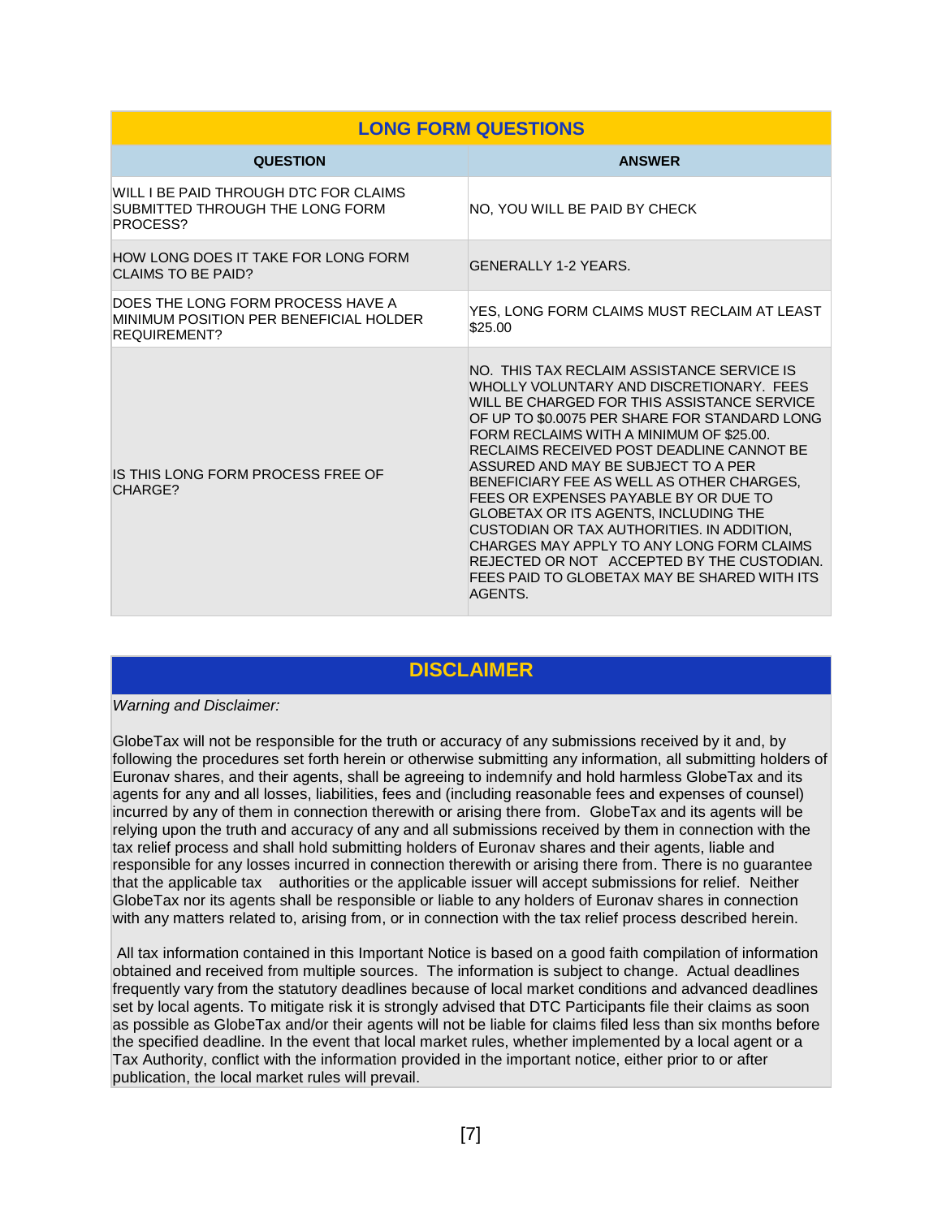| LONG FORM QUESTIONS | |
|---|---|
| **QUESTION** | **ANSWER** |
| WILL I BE PAID THROUGH DTC FOR CLAIMS SUBMITTED THROUGH THE LONG FORM PROCESS? | NO, YOU WILL BE PAID BY CHECK |
| HOW LONG DOES IT TAKE FOR LONG FORM CLAIMS TO BE PAID? | GENERALLY 1-2 YEARS. |
| DOES THE LONG FORM PROCESS HAVE A MINIMUM POSITION PER BENEFICIAL HOLDER REQUIREMENT? | YES, LONG FORM CLAIMS MUST RECLAIM AT LEAST $25.00 |
| IS THIS LONG FORM PROCESS FREE OF CHARGE? | NO. THIS TAX RECLAIM ASSISTANCE SERVICE IS WHOLLY VOLUNTARY AND DISCRETIONARY. FEES WILL BE CHARGED FOR THIS ASSISTANCE SERVICE OF UP TO $0.0075 PER SHARE FOR STANDARD LONG FORM RECLAIMS WITH A MINIMUM OF $25.00. RECLAIMS RECEIVED POST DEADLINE CANNOT BE ASSURED AND MAY BE SUBJECT TO A PER BENEFICIARY FEE AS WELL AS OTHER CHARGES, FEES OR EXPENSES PAYABLE BY OR DUE TO GLOBETAX OR ITS AGENTS, INCLUDING THE CUSTODIAN OR TAX AUTHORITIES. IN ADDITION, CHARGES MAY APPLY TO ANY LONG FORM CLAIMS REJECTED OR NOT ACCEPTED BY THE CUSTODIAN. FEES PAID TO GLOBETAX MAY BE SHARED WITH ITS AGENTS. |

## DISCLAIMER

*Warning and Disclaimer:*

GlobeTax will not be responsible for the truth or accuracy of any submissions received by it and, by following the procedures set forth herein or otherwise submitting any information, all submitting holders of Euronav shares, and their agents, shall be agreeing to indemnify and hold harmless GlobeTax and its agents for any and all losses, liabilities, fees and (including reasonable fees and expenses of counsel) incurred by any of them in connection therewith or arising there from. GlobeTax and its agents will be relying upon the truth and accuracy of any and all submissions received by them in connection with the tax relief process and shall hold submitting holders of Euronav shares and their agents, liable and responsible for any losses incurred in connection therewith or arising there from. There is no guarantee that the applicable tax authorities or the applicable issuer will accept submissions for relief. Neither GlobeTax nor its agents shall be responsible or liable to any holders of Euronav shares in connection with any matters related to, arising from, or in connection with the tax relief process described herein.

All tax information contained in this Important Notice is based on a good faith compilation of information obtained and received from multiple sources. The information is subject to change. Actual deadlines frequently vary from the statutory deadlines because of local market conditions and advanced deadlines set by local agents. To mitigate risk it is strongly advised that DTC Participants file their claims as soon as possible as GlobeTax and/or their agents will not be liable for claims filed less than six months before the specified deadline. In the event that local market rules, whether implemented by a local agent or a Tax Authority, conflict with the information provided in the important notice, either prior to or after publication, the local market rules will prevail.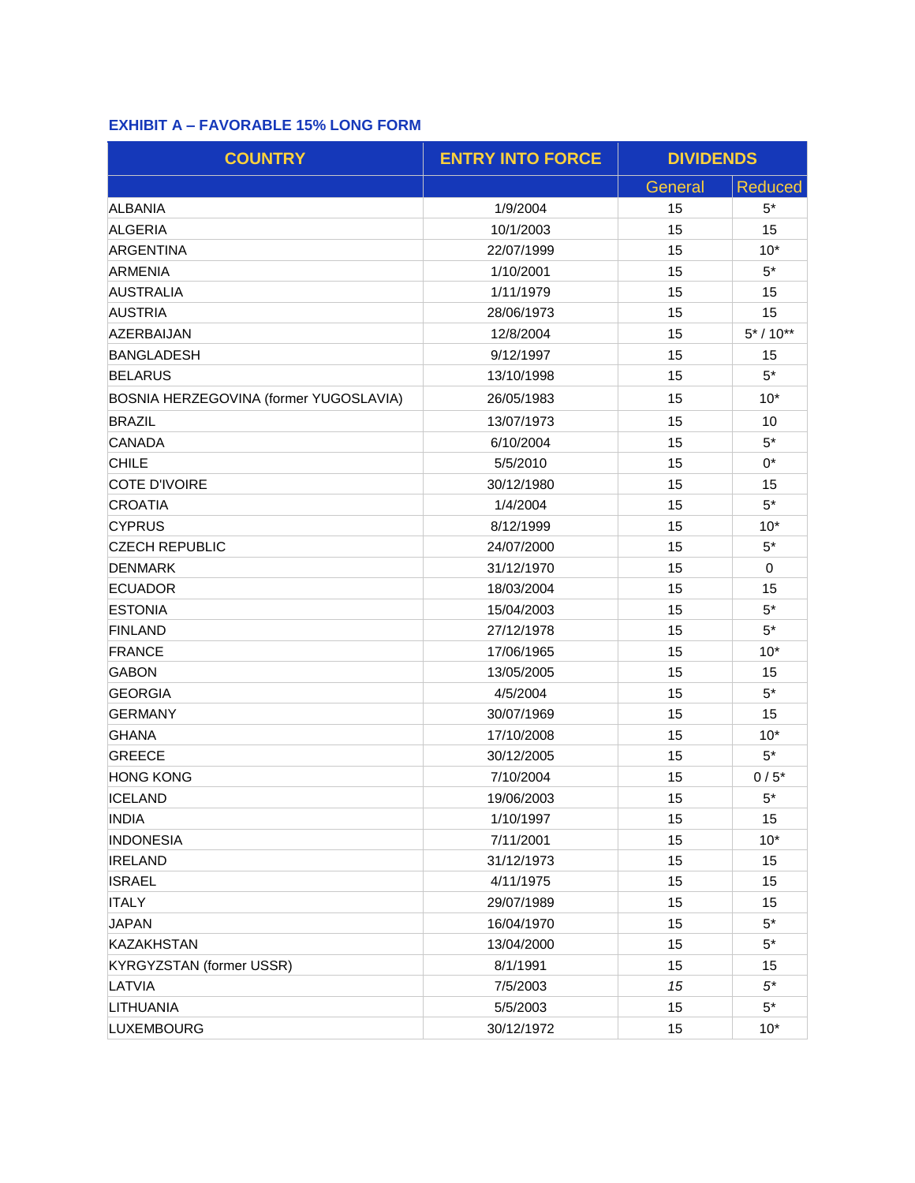### EXHIBIT A – FAVORABLE 15% LONG FORM

| COUNTRY | ENTRY INTO FORCE | DIVIDENDS | |
|---|---|---|---|
| | | General | Reduced |
| ALBANIA | 1/9/2004 | 15 | 5* |
| ALGERIA | 10/1/2003 | 15 | 15 |
| ARGENTINA | 22/07/1999 | 15 | 10* |
| ARMENIA | 1/10/2001 | 15 | 5* |
| AUSTRALIA | 1/11/1979 | 15 | 15 |
| AUSTRIA | 28/06/1973 | 15 | 15 |
| AZERBAIJAN | 12/8/2004 | 15 | 5* / 10** |
| BANGLADESH | 9/12/1997 | 15 | 15 |
| BELARUS | 13/10/1998 | 15 | 5* |
| BOSNIA HERZEGOVINA (former YUGOSLAVIA) | 26/05/1983 | 15 | 10* |
| BRAZIL | 13/07/1973 | 15 | 10 |
| CANADA | 6/10/2004 | 15 | 5* |
| CHILE | 5/5/2010 | 15 | 0* |
| COTE D'IVOIRE | 30/12/1980 | 15 | 15 |
| CROATIA | 1/4/2004 | 15 | 5* |
| CYPRUS | 8/12/1999 | 15 | 10* |
| CZECH REPUBLIC | 24/07/2000 | 15 | 5* |
| DENMARK | 31/12/1970 | 15 | 0 |
| ECUADOR | 18/03/2004 | 15 | 15 |
| ESTONIA | 15/04/2003 | 15 | 5* |
| FINLAND | 27/12/1978 | 15 | 5* |
| FRANCE | 17/06/1965 | 15 | 10* |
| GABON | 13/05/2005 | 15 | 15 |
| GEORGIA | 4/5/2004 | 15 | 5* |
| GERMANY | 30/07/1969 | 15 | 15 |
| GHANA | 17/10/2008 | 15 | 10* |
| GREECE | 30/12/2005 | 15 | 5* |
| HONG KONG | 7/10/2004 | 15 | 0 / 5* |
| ICELAND | 19/06/2003 | 15 | 5* |
| INDIA | 1/10/1997 | 15 | 15 |
| INDONESIA | 7/11/2001 | 15 | 10* |
| IRELAND | 31/12/1973 | 15 | 15 |
| ISRAEL | 4/11/1975 | 15 | 15 |
| ITALY | 29/07/1989 | 15 | 15 |
| JAPAN | 16/04/1970 | 15 | 5* |
| KAZAKHSTAN | 13/04/2000 | 15 | 5* |
| KYRGYZSTAN (former USSR) | 8/1/1991 | 15 | 15 |
| LATVIA | 7/5/2003 | *15* | *5** |
| LITHUANIA | 5/5/2003 | 15 | 5* |
| LUXEMBOURG | 30/12/1972 | 15 | 10* |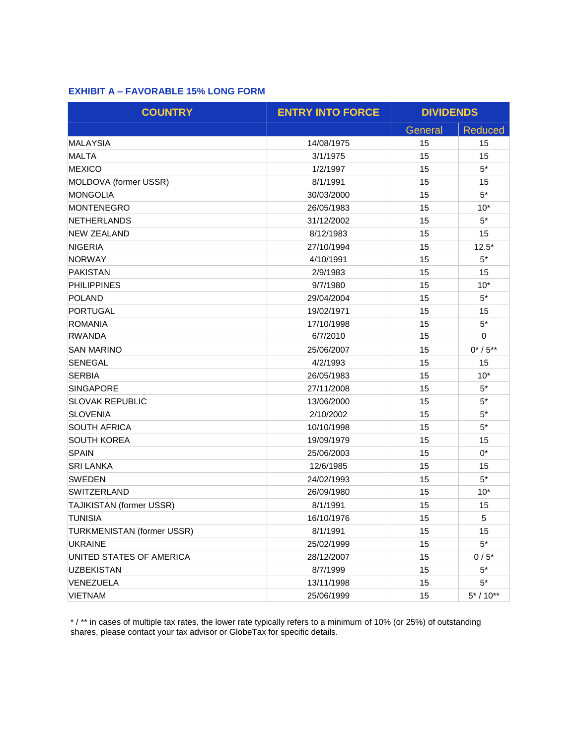### EXHIBIT A – FAVORABLE 15% LONG FORM

| COUNTRY | ENTRY INTO FORCE | DIVIDENDS | |
|---|---|---|---|
| | | General | Reduced |
| MALAYSIA | 14/08/1975 | 15 | 15 |
| MALTA | 3/1/1975 | 15 | 15 |
| MEXICO | 1/2/1997 | 15 | 5* |
| MOLDOVA (former USSR) | 8/1/1991 | 15 | 15 |
| MONGOLIA | 30/03/2000 | 15 | 5* |
| MONTENEGRO | 26/05/1983 | 15 | 10* |
| NETHERLANDS | 31/12/2002 | 15 | 5* |
| NEW ZEALAND | 8/12/1983 | 15 | 15 |
| NIGERIA | 27/10/1994 | 15 | 12.5* |
| NORWAY | 4/10/1991 | 15 | 5* |
| PAKISTAN | 2/9/1983 | 15 | 15 |
| PHILIPPINES | 9/7/1980 | 15 | 10* |
| POLAND | 29/04/2004 | 15 | 5* |
| PORTUGAL | 19/02/1971 | 15 | 15 |
| ROMANIA | 17/10/1998 | 15 | 5* |
| RWANDA | 6/7/2010 | 15 | 0 |
| SAN MARINO | 25/06/2007 | 15 | 0* / 5** |
| SENEGAL | 4/2/1993 | 15 | 15 |
| SERBIA | 26/05/1983 | 15 | 10* |
| SINGAPORE | 27/11/2008 | 15 | 5* |
| SLOVAK REPUBLIC | 13/06/2000 | 15 | 5* |
| SLOVENIA | 2/10/2002 | 15 | 5* |
| SOUTH AFRICA | 10/10/1998 | 15 | 5* |
| SOUTH KOREA | 19/09/1979 | 15 | 15 |
| SPAIN | 25/06/2003 | 15 | 0* |
| SRI LANKA | 12/6/1985 | 15 | 15 |
| SWEDEN | 24/02/1993 | 15 | 5* |
| SWITZERLAND | 26/09/1980 | 15 | 10* |
| TAJIKISTAN (former USSR) | 8/1/1991 | 15 | 15 |
| TUNISIA | 16/10/1976 | 15 | 5 |
| TURKMENISTAN (former USSR) | 8/1/1991 | 15 | 15 |
| UKRAINE | 25/02/1999 | 15 | 5* |
| UNITED STATES OF AMERICA | 28/12/2007 | 15 | 0 / 5* |
| UZBEKISTAN | 8/7/1999 | 15 | 5* |
| VENEZUELA | 13/11/1998 | 15 | 5* |
| VIETNAM | 25/06/1999 | 15 | 5* / 10** |

* / ** in cases of multiple tax rates, the lower rate typically refers to a minimum of 10% (or 25%) of outstanding shares, please contact your tax advisor or GlobeTax for specific details.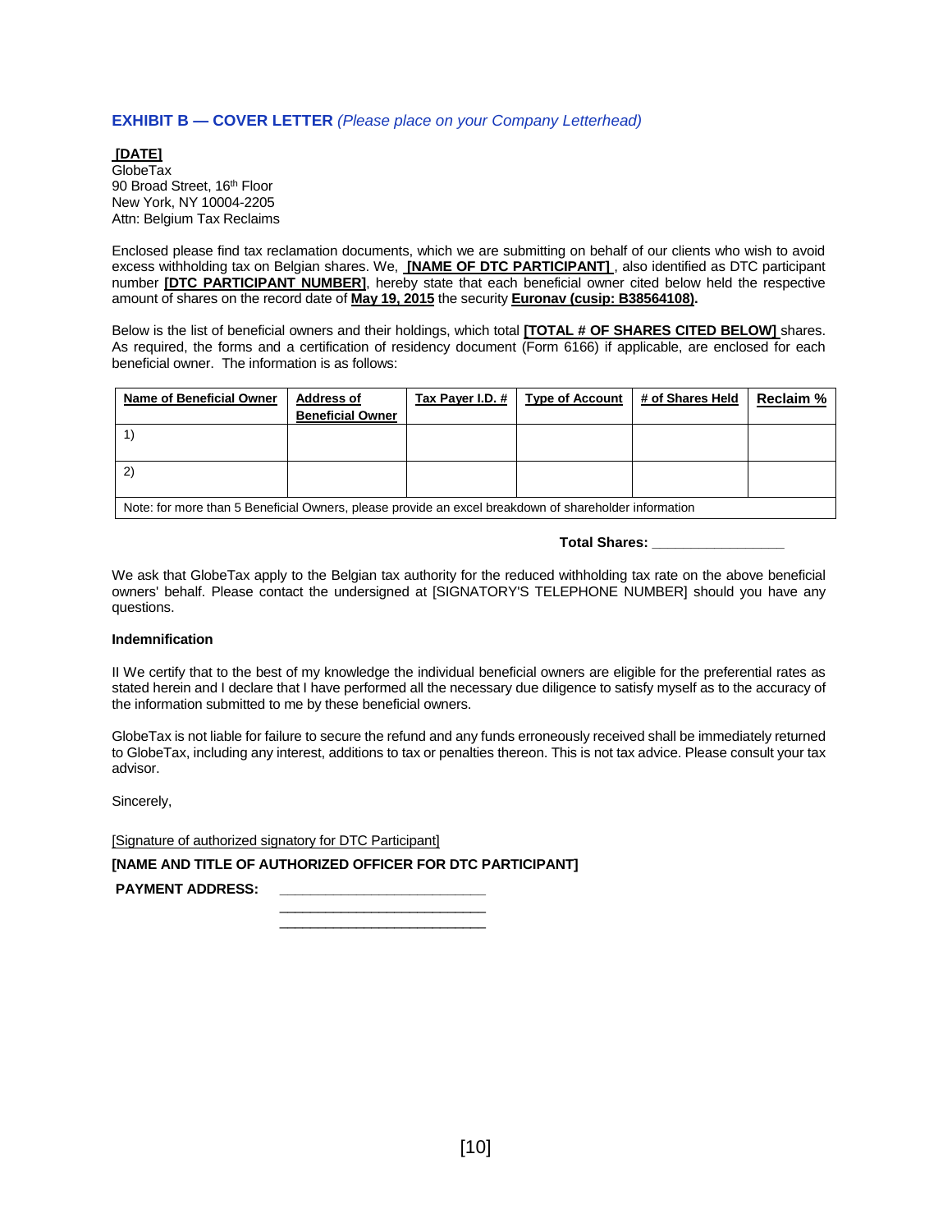**EXHIBIT B — COVER LETTER** *(Please place on your Company Letterhead)*

**[DATE]**
GlobeTax
90 Broad Street, 16th Floor
New York, NY 10004-2205
Attn: Belgium Tax Reclaims

Enclosed please find tax reclamation documents, which we are submitting on behalf of our clients who wish to avoid excess withholding tax on Belgian shares. We, **[NAME OF DTC PARTICIPANT]**, also identified as DTC participant number **[DTC PARTICIPANT NUMBER]**, hereby state that each beneficial owner cited below held the respective amount of shares on the record date of **May 19, 2015** the security **Euronav (cusip: B38564108).**

Below is the list of beneficial owners and their holdings, which total **[TOTAL # OF SHARES CITED BELOW]** shares. As required, the forms and a certification of residency document (Form 6166) if applicable, are enclosed for each beneficial owner. The information is as follows:

| Name of Beneficial Owner | Address of Beneficial Owner | Tax Payer I.D. # | Type of Account | # of Shares Held | Reclaim % |
|---|---|---|---|---|---|
| 1) | | | | | |
| 2) | | | | | |
| Note: for more than 5 Beneficial Owners, please provide an excel breakdown of shareholder information | | | | | |

**Total Shares: ________________**

We ask that GlobeTax apply to the Belgian tax authority for the reduced withholding tax rate on the above beneficial owners' behalf. Please contact the undersigned at [SIGNATORY'S TELEPHONE NUMBER] should you have any questions.

**Indemnification**

I/ We certify that to the best of my knowledge the individual beneficial owners are eligible for the preferential rates as stated herein and I declare that I have performed all the necessary due diligence to satisfy myself as to the accuracy of the information submitted to me by these beneficial owners.

GlobeTax is not liable for failure to secure the refund and any funds erroneously received shall be immediately returned to GlobeTax, including any interest, additions to tax or penalties thereon. This is not tax advice. Please consult your tax advisor.

Sincerely,

[Signature of authorized signatory for DTC Participant]

**[NAME AND TITLE OF AUTHORIZED OFFICER FOR DTC PARTICIPANT]**

**PAYMENT ADDRESS:** ________________________
________________________
________________________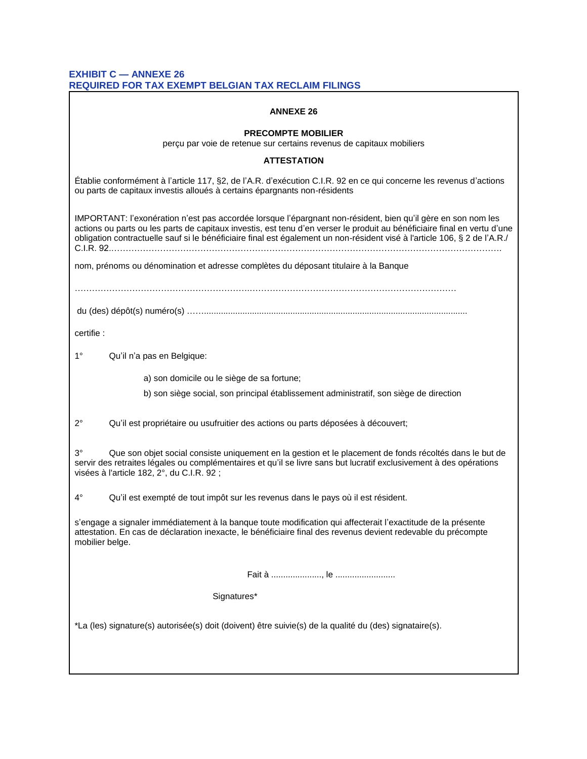**EXHIBIT C — ANNEXE 26**
**REQUIRED FOR TAX EXEMPT BELGIAN TAX RECLAIM FILINGS**

**ANNEXE 26**

**PRECOMPTE MOBILIER**

perçu par voie de retenue sur certains revenus de capitaux mobiliers

**ATTESTATION**

Établie conformément à l'article 117, §2, de l'A.R. d'exécution C.I.R. 92 en ce qui concerne les revenus d'actions ou parts de capitaux investis alloués à certains épargnants non-résidents

IMPORTANT: l'exonération n'est pas accordée lorsque l'épargnant non-résident, bien qu'il gère en son nom les actions ou parts ou les parts de capitaux investis, est tenu d'en verser le produit au bénéficiaire final en vertu d'une obligation contractuelle sauf si le bénéficiaire final est également un non-résident visé à l'article 106, § 2 de l'A.R./ C.I.R. 92.……………………………………………………………………………………………………………….

nom, prénoms ou dénomination et adresse complètes du déposant titulaire à la Banque

………………………………………………………………………………………………………………

du (des) dépôt(s) numéro(s) ……..............................................................................................................

certifie :

1° Qu'il n'a pas en Belgique:

a) son domicile ou le siège de sa fortune;

b) son siège social, son principal établissement administratif, son siège de direction

2° Qu'il est propriétaire ou usufruitier des actions ou parts déposées à découvert;

3° Que son objet social consiste uniquement en la gestion et le placement de fonds récoltés dans le but de servir des retraites légales ou complémentaires et qu'il se livre sans but lucratif exclusivement à des opérations visées à l'article 182, 2°, du C.I.R. 92 ;

4° Qu'il est exempté de tout impôt sur les revenus dans le pays où il est résident.

s'engage a signaler immédiatement à la banque toute modification qui affecterait l'exactitude de la présente attestation. En cas de déclaration inexacte, le bénéficiaire final des revenus devient redevable du précompte mobilier belge.

Fait à ....................., le .........................

Signatures*

*La (les) signature(s) autorisée(s) doit (doivent) être suivie(s) de la qualité du (des) signataire(s).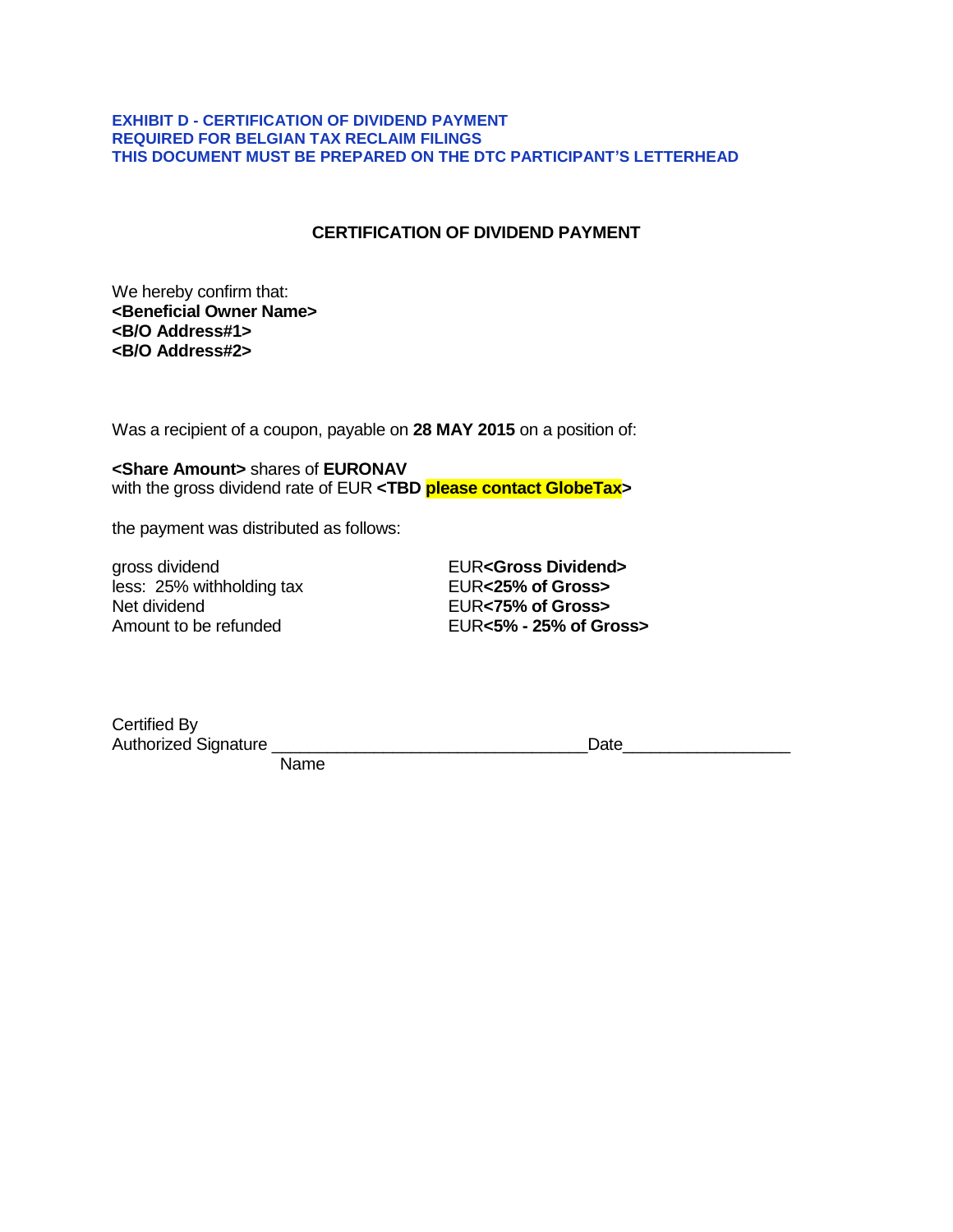**EXHIBIT D - CERTIFICATION OF DIVIDEND PAYMENT**
**REQUIRED FOR BELGIAN TAX RECLAIM FILINGS**
**THIS DOCUMENT MUST BE PREPARED ON THE DTC PARTICIPANT'S LETTERHEAD**

## CERTIFICATION OF DIVIDEND PAYMENT

We hereby confirm that:
**<Beneficial Owner Name>**
**<B/O Address#1>**
**<B/O Address#2>**

Was a recipient of a coupon, payable on **28 MAY 2015** on a position of:

**<Share Amount>** shares of **EURONAV**
with the gross dividend rate of EUR **<TBD please contact GlobeTax>**

the payment was distributed as follows:

| | |
|---|---|
| gross dividend | EUR**<Gross Dividend>** |
| less: 25% withholding tax | EUR**<25% of Gross>** |
| Net dividend | EUR**<75% of Gross>** |
| Amount to be refunded | EUR**<5% - 25% of Gross>** |

Certified By
Authorized Signature \_\_\_\_\_\_\_\_\_\_\_\_\_\_\_\_\_\_\_\_\_\_\_\_\_\_\_\_\_\_\_\_\_\_Date\_\_\_\_\_\_\_\_\_\_\_\_\_\_\_\_\_\_
Name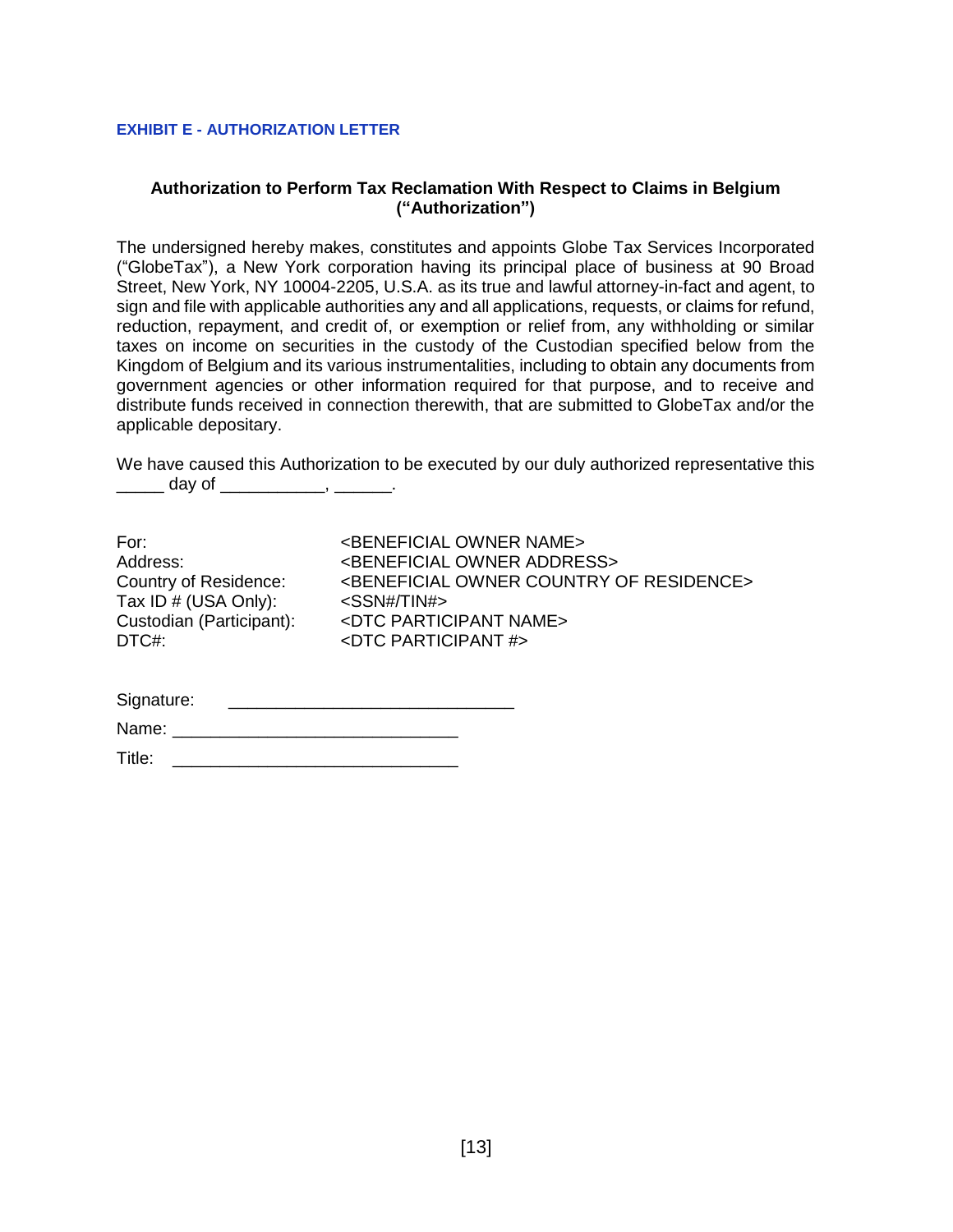**EXHIBIT E - AUTHORIZATION LETTER**

**Authorization to Perform Tax Reclamation With Respect to Claims in Belgium (“Authorization”)**

The undersigned hereby makes, constitutes and appoints Globe Tax Services Incorporated (“GlobeTax”), a New York corporation having its principal place of business at 90 Broad Street, New York, NY 10004-2205, U.S.A. as its true and lawful attorney-in-fact and agent, to sign and file with applicable authorities any and all applications, requests, or claims for refund, reduction, repayment, and credit of, or exemption or relief from, any withholding or similar taxes on income on securities in the custody of the Custodian specified below from the Kingdom of Belgium and its various instrumentalities, including to obtain any documents from government agencies or other information required for that purpose, and to receive and distribute funds received in connection therewith, that are submitted to GlobeTax and/or the applicable depositary.

We have caused this Authorization to be executed by our duly authorized representative this _____ day of ___________, ______.

| | |
|---|---|
| For: | <BENEFICIAL OWNER NAME> |
| Address: | <BENEFICIAL OWNER ADDRESS> |
| Country of Residence: | <BENEFICIAL OWNER COUNTRY OF RESIDENCE> |
| Tax ID # (USA Only): | <SSN#/TIN#> |
| Custodian (Participant): | <DTC PARTICIPANT NAME> |
| DTC#: | <DTC PARTICIPANT #> |

Signature: _____________________________

Name: _____________________________

Title: _____________________________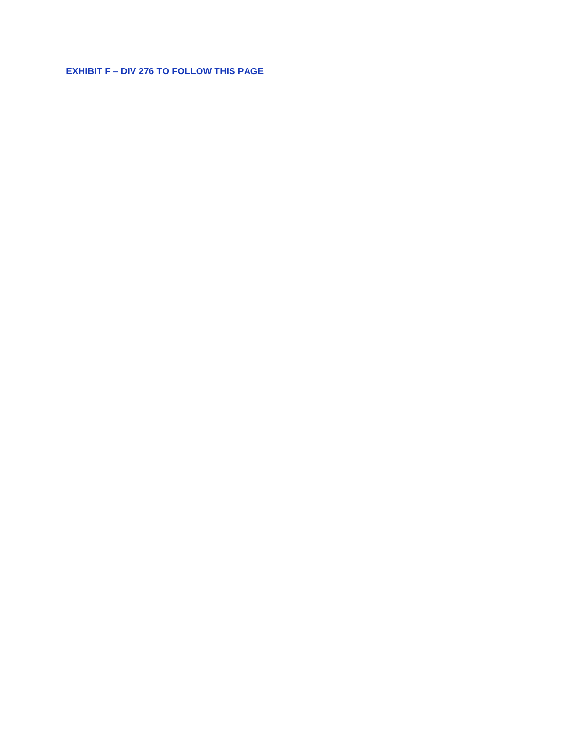**EXHIBIT F – DIV 276 TO FOLLOW THIS PAGE**